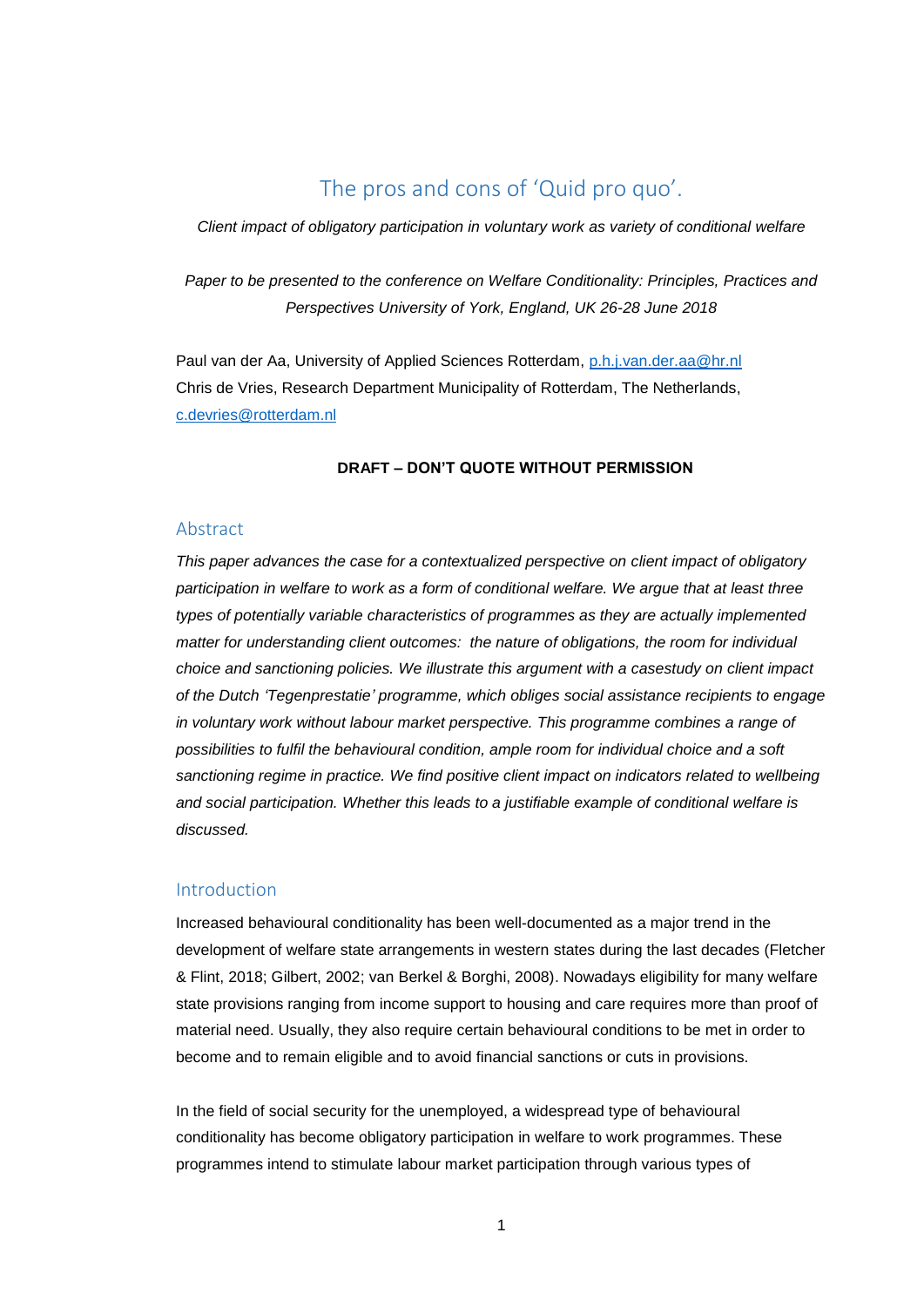# The pros and cons of 'Quid pro quo'.

*Client impact of obligatory participation in voluntary work as variety of conditional welfare*

*Paper to be presented to the conference on Welfare Conditionality: Principles, Practices and Perspectives University of York, England, UK 26-28 June 2018*

Paul van der Aa, University of Applied Sciences Rotterdam, p.h.j.van.der.aa@hr.nl
Chris de Vries, Research Department Municipality of Rotterdam, The Netherlands, c.devries@rotterdam.nl

**DRAFT – DON'T QUOTE WITHOUT PERMISSION**

## Abstract

*This paper advances the case for a contextualized perspective on client impact of obligatory participation in welfare to work as a form of conditional welfare. We argue that at least three types of potentially variable characteristics of programmes as they are actually implemented matter for understanding client outcomes: the nature of obligations, the room for individual choice and sanctioning policies. We illustrate this argument with a casestudy on client impact of the Dutch 'Tegenprestatie' programme, which obliges social assistance recipients to engage in voluntary work without labour market perspective. This programme combines a range of possibilities to fulfil the behavioural condition, ample room for individual choice and a soft sanctioning regime in practice. We find positive client impact on indicators related to wellbeing and social participation. Whether this leads to a justifiable example of conditional welfare is discussed.*

## Introduction

Increased behavioural conditionality has been well-documented as a major trend in the development of welfare state arrangements in western states during the last decades (Fletcher & Flint, 2018; Gilbert, 2002; van Berkel & Borghi, 2008). Nowadays eligibility for many welfare state provisions ranging from income support to housing and care requires more than proof of material need. Usually, they also require certain behavioural conditions to be met in order to become and to remain eligible and to avoid financial sanctions or cuts in provisions.

In the field of social security for the unemployed, a widespread type of behavioural conditionality has become obligatory participation in welfare to work programmes. These programmes intend to stimulate labour market participation through various types of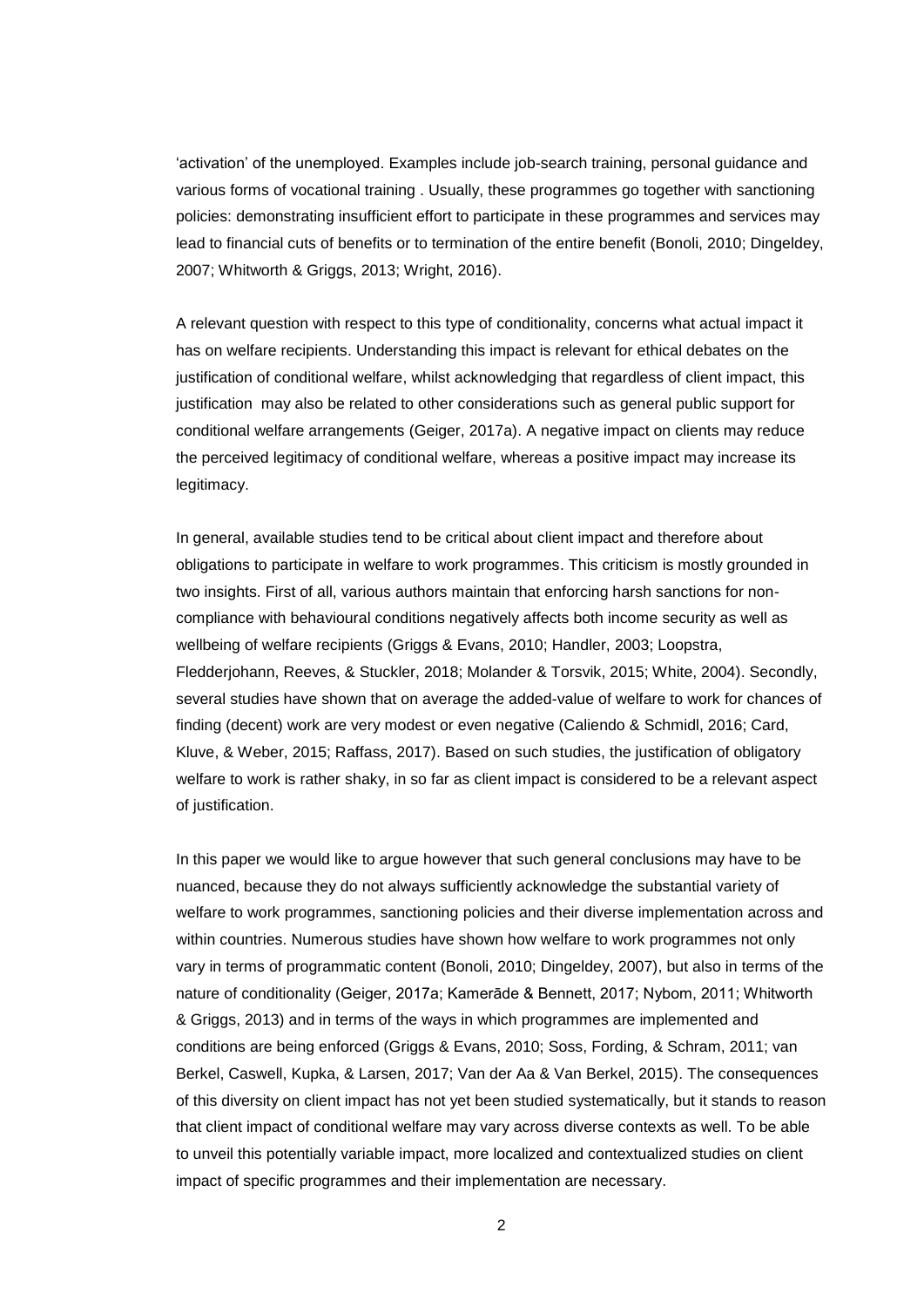'activation' of the unemployed. Examples include job-search training, personal guidance and various forms of vocational training . Usually, these programmes go together with sanctioning policies: demonstrating insufficient effort to participate in these programmes and services may lead to financial cuts of benefits or to termination of the entire benefit (Bonoli, 2010; Dingeldey, 2007; Whitworth & Griggs, 2013; Wright, 2016).

A relevant question with respect to this type of conditionality, concerns what actual impact it has on welfare recipients. Understanding this impact is relevant for ethical debates on the justification of conditional welfare, whilst acknowledging that regardless of client impact, this justification may also be related to other considerations such as general public support for conditional welfare arrangements (Geiger, 2017a). A negative impact on clients may reduce the perceived legitimacy of conditional welfare, whereas a positive impact may increase its legitimacy.

In general, available studies tend to be critical about client impact and therefore about obligations to participate in welfare to work programmes. This criticism is mostly grounded in two insights. First of all, various authors maintain that enforcing harsh sanctions for non-compliance with behavioural conditions negatively affects both income security as well as wellbeing of welfare recipients (Griggs & Evans, 2010; Handler, 2003; Loopstra, Fledderjohann, Reeves, & Stuckler, 2018; Molander & Torsvik, 2015; White, 2004). Secondly, several studies have shown that on average the added-value of welfare to work for chances of finding (decent) work are very modest or even negative (Caliendo & Schmidl, 2016; Card, Kluve, & Weber, 2015; Raffass, 2017). Based on such studies, the justification of obligatory welfare to work is rather shaky, in so far as client impact is considered to be a relevant aspect of justification.

In this paper we would like to argue however that such general conclusions may have to be nuanced, because they do not always sufficiently acknowledge the substantial variety of welfare to work programmes, sanctioning policies and their diverse implementation across and within countries. Numerous studies have shown how welfare to work programmes not only vary in terms of programmatic content (Bonoli, 2010; Dingeldey, 2007), but also in terms of the nature of conditionality (Geiger, 2017a; Kamerāde & Bennett, 2017; Nybom, 2011; Whitworth & Griggs, 2013) and in terms of the ways in which programmes are implemented and conditions are being enforced (Griggs & Evans, 2010; Soss, Fording, & Schram, 2011; van Berkel, Caswell, Kupka, & Larsen, 2017; Van der Aa & Van Berkel, 2015). The consequences of this diversity on client impact has not yet been studied systematically, but it stands to reason that client impact of conditional welfare may vary across diverse contexts as well. To be able to unveil this potentially variable impact, more localized and contextualized studies on client impact of specific programmes and their implementation are necessary.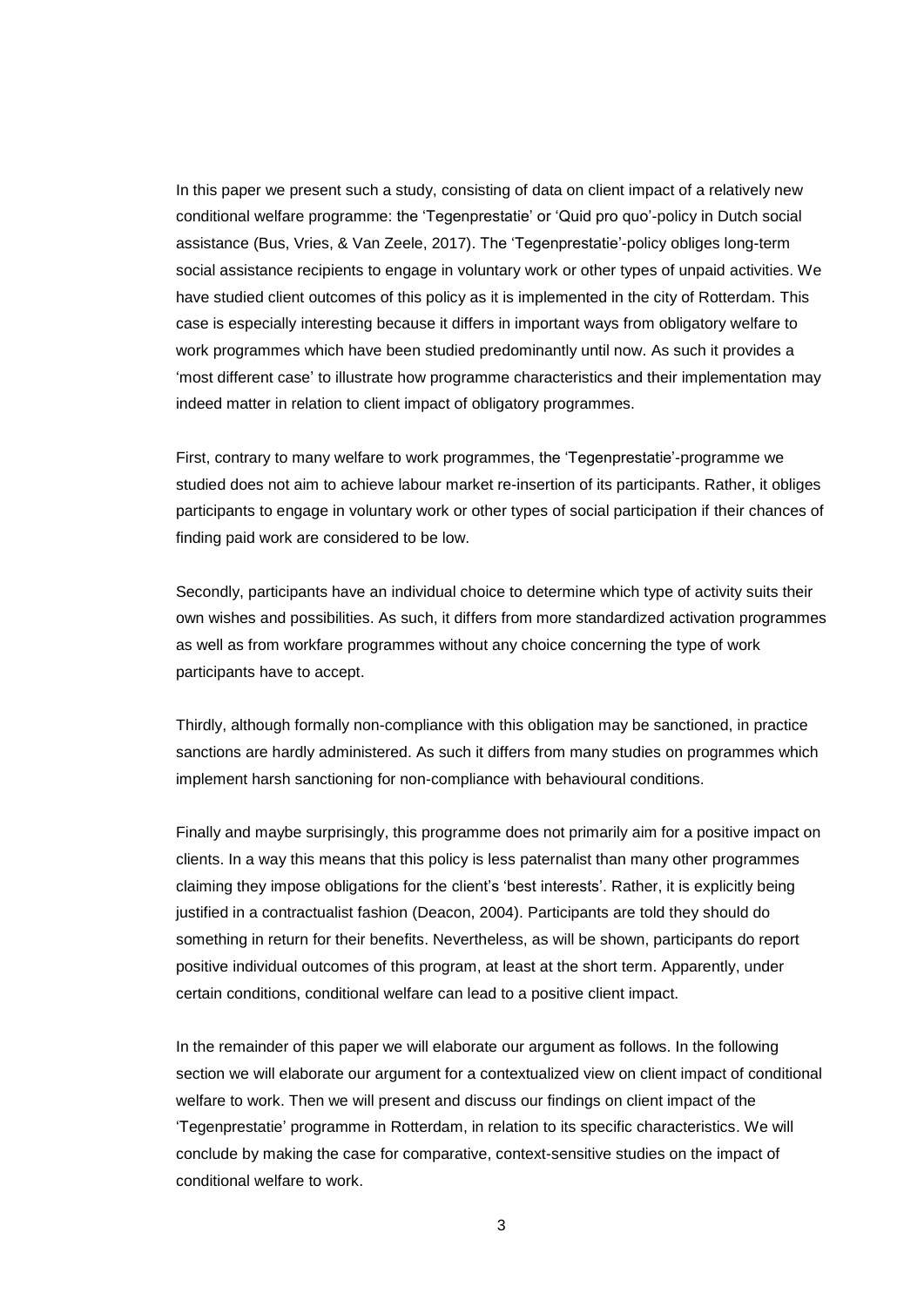In this paper we present such a study, consisting of data on client impact of a relatively new conditional welfare programme: the 'Tegenprestatie' or 'Quid pro quo'-policy in Dutch social assistance (Bus, Vries, & Van Zeele, 2017). The 'Tegenprestatie'-policy obliges long-term social assistance recipients to engage in voluntary work or other types of unpaid activities. We have studied client outcomes of this policy as it is implemented in the city of Rotterdam. This case is especially interesting because it differs in important ways from obligatory welfare to work programmes which have been studied predominantly until now. As such it provides a 'most different case' to illustrate how programme characteristics and their implementation may indeed matter in relation to client impact of obligatory programmes.

First, contrary to many welfare to work programmes, the 'Tegenprestatie'-programme we studied does not aim to achieve labour market re-insertion of its participants. Rather, it obliges participants to engage in voluntary work or other types of social participation if their chances of finding paid work are considered to be low.

Secondly, participants have an individual choice to determine which type of activity suits their own wishes and possibilities. As such, it differs from more standardized activation programmes as well as from workfare programmes without any choice concerning the type of work participants have to accept.

Thirdly, although formally non-compliance with this obligation may be sanctioned, in practice sanctions are hardly administered. As such it differs from many studies on programmes which implement harsh sanctioning for non-compliance with behavioural conditions.

Finally and maybe surprisingly, this programme does not primarily aim for a positive impact on clients. In a way this means that this policy is less paternalist than many other programmes claiming they impose obligations for the client's 'best interests'. Rather, it is explicitly being justified in a contractualist fashion (Deacon, 2004). Participants are told they should do something in return for their benefits. Nevertheless, as will be shown, participants do report positive individual outcomes of this program, at least at the short term. Apparently, under certain conditions, conditional welfare can lead to a positive client impact.

In the remainder of this paper we will elaborate our argument as follows. In the following section we will elaborate our argument for a contextualized view on client impact of conditional welfare to work. Then we will present and discuss our findings on client impact of the 'Tegenprestatie' programme in Rotterdam, in relation to its specific characteristics. We will conclude by making the case for comparative, context-sensitive studies on the impact of conditional welfare to work.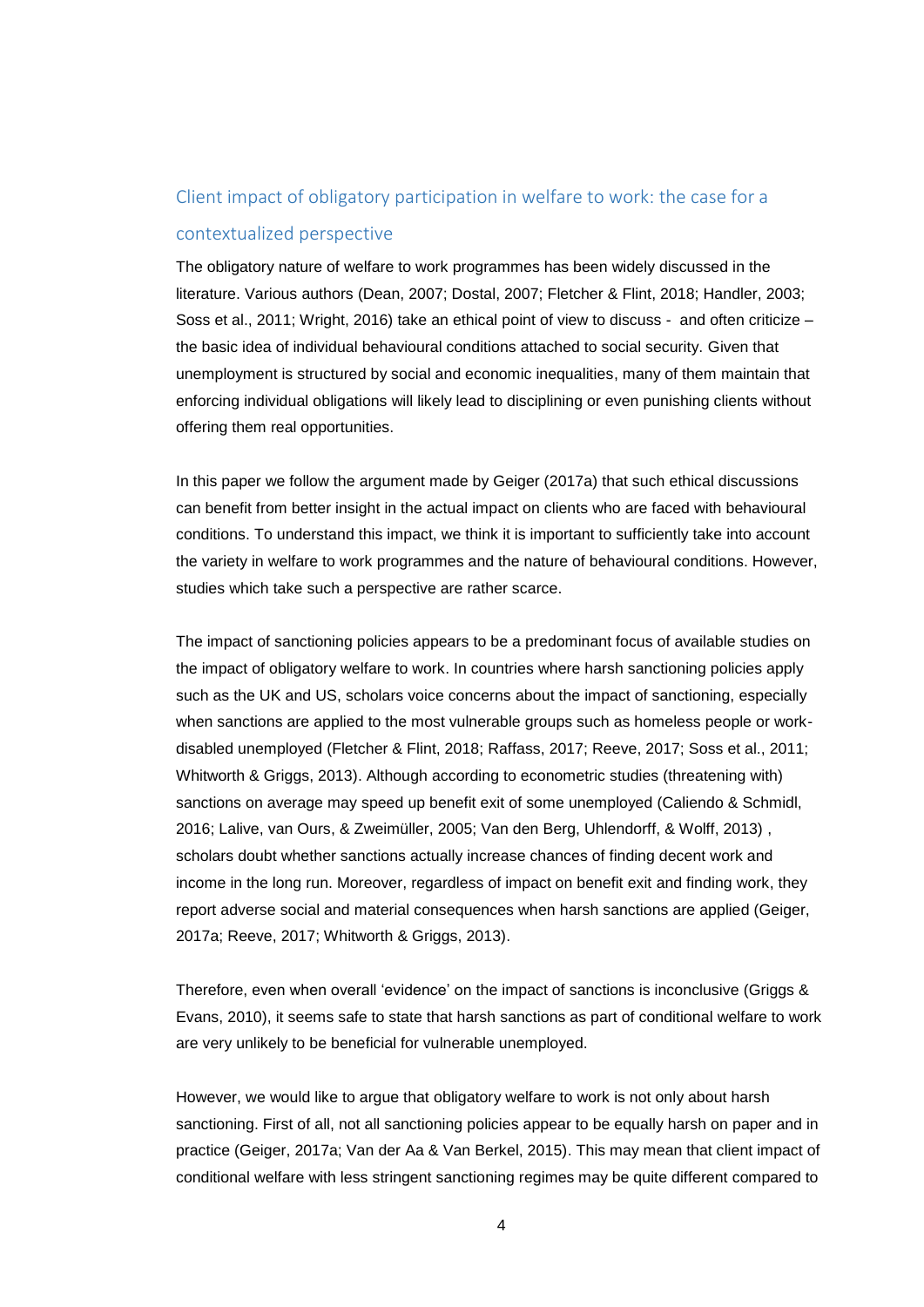## Client impact of obligatory participation in welfare to work: the case for a contextualized perspective

The obligatory nature of welfare to work programmes has been widely discussed in the literature. Various authors (Dean, 2007; Dostal, 2007; Fletcher & Flint, 2018; Handler, 2003; Soss et al., 2011; Wright, 2016) take an ethical point of view to discuss - and often criticize – the basic idea of individual behavioural conditions attached to social security. Given that unemployment is structured by social and economic inequalities, many of them maintain that enforcing individual obligations will likely lead to disciplining or even punishing clients without offering them real opportunities.

In this paper we follow the argument made by Geiger (2017a) that such ethical discussions can benefit from better insight in the actual impact on clients who are faced with behavioural conditions. To understand this impact, we think it is important to sufficiently take into account the variety in welfare to work programmes and the nature of behavioural conditions. However, studies which take such a perspective are rather scarce.

The impact of sanctioning policies appears to be a predominant focus of available studies on the impact of obligatory welfare to work. In countries where harsh sanctioning policies apply such as the UK and US, scholars voice concerns about the impact of sanctioning, especially when sanctions are applied to the most vulnerable groups such as homeless people or work-disabled unemployed (Fletcher & Flint, 2018; Raffass, 2017; Reeve, 2017; Soss et al., 2011; Whitworth & Griggs, 2013). Although according to econometric studies (threatening with) sanctions on average may speed up benefit exit of some unemployed (Caliendo & Schmidl, 2016; Lalive, van Ours, & Zweimüller, 2005; Van den Berg, Uhlendorff, & Wolff, 2013) , scholars doubt whether sanctions actually increase chances of finding decent work and income in the long run. Moreover, regardless of impact on benefit exit and finding work, they report adverse social and material consequences when harsh sanctions are applied (Geiger, 2017a; Reeve, 2017; Whitworth & Griggs, 2013).

Therefore, even when overall 'evidence' on the impact of sanctions is inconclusive (Griggs & Evans, 2010), it seems safe to state that harsh sanctions as part of conditional welfare to work are very unlikely to be beneficial for vulnerable unemployed.

However, we would like to argue that obligatory welfare to work is not only about harsh sanctioning. First of all, not all sanctioning policies appear to be equally harsh on paper and in practice (Geiger, 2017a; Van der Aa & Van Berkel, 2015). This may mean that client impact of conditional welfare with less stringent sanctioning regimes may be quite different compared to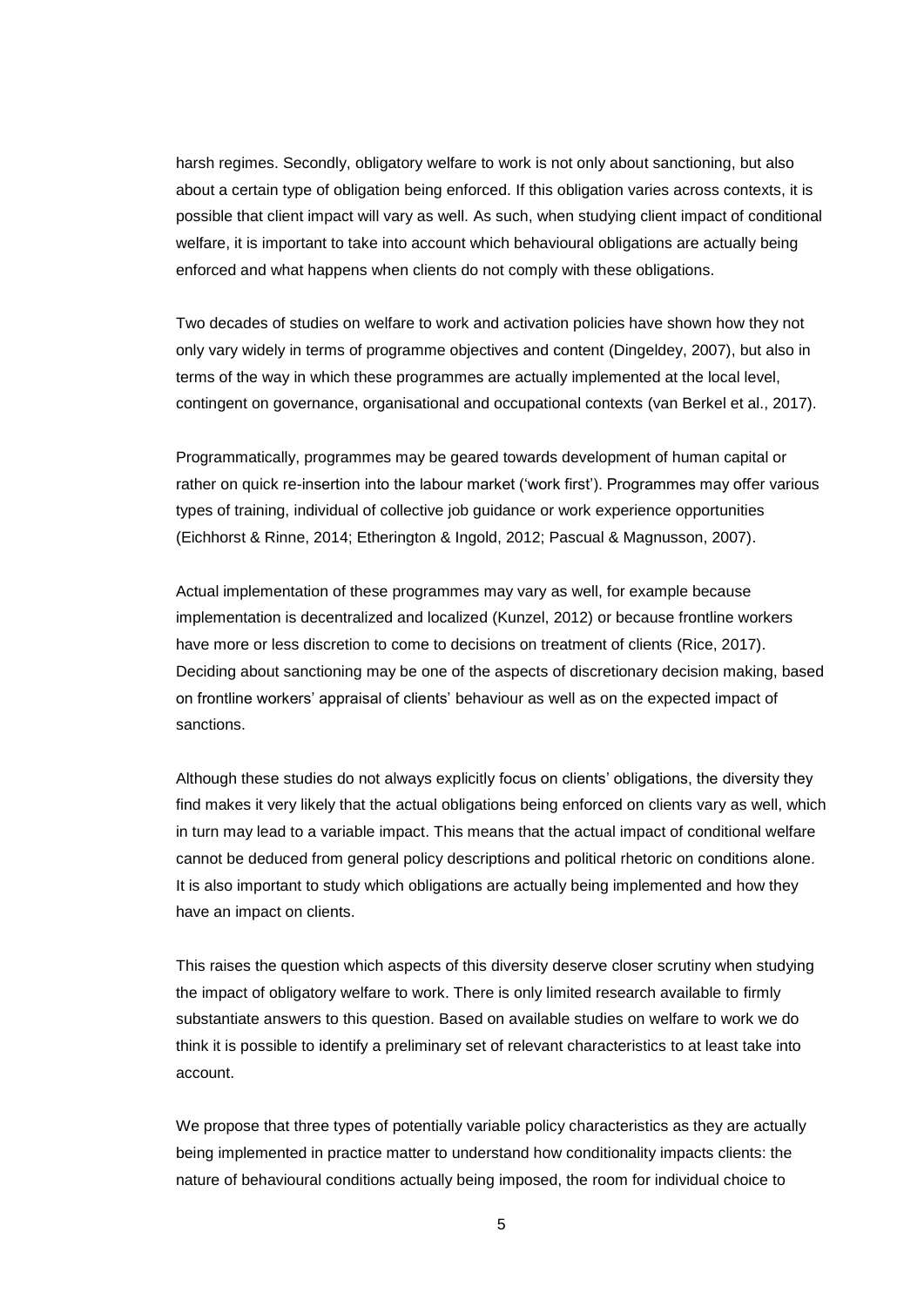harsh regimes. Secondly, obligatory welfare to work is not only about sanctioning, but also about a certain type of obligation being enforced. If this obligation varies across contexts, it is possible that client impact will vary as well. As such, when studying client impact of conditional welfare, it is important to take into account which behavioural obligations are actually being enforced and what happens when clients do not comply with these obligations.

Two decades of studies on welfare to work and activation policies have shown how they not only vary widely in terms of programme objectives and content (Dingeldey, 2007), but also in terms of the way in which these programmes are actually implemented at the local level, contingent on governance, organisational and occupational contexts (van Berkel et al., 2017).

Programmatically, programmes may be geared towards development of human capital or rather on quick re-insertion into the labour market ('work first'). Programmes may offer various types of training, individual of collective job guidance or work experience opportunities (Eichhorst & Rinne, 2014; Etherington & Ingold, 2012; Pascual & Magnusson, 2007).

Actual implementation of these programmes may vary as well, for example because implementation is decentralized and localized (Kunzel, 2012) or because frontline workers have more or less discretion to come to decisions on treatment of clients (Rice, 2017). Deciding about sanctioning may be one of the aspects of discretionary decision making, based on frontline workers' appraisal of clients' behaviour as well as on the expected impact of sanctions.

Although these studies do not always explicitly focus on clients' obligations, the diversity they find makes it very likely that the actual obligations being enforced on clients vary as well, which in turn may lead to a variable impact. This means that the actual impact of conditional welfare cannot be deduced from general policy descriptions and political rhetoric on conditions alone. It is also important to study which obligations are actually being implemented and how they have an impact on clients.

This raises the question which aspects of this diversity deserve closer scrutiny when studying the impact of obligatory welfare to work. There is only limited research available to firmly substantiate answers to this question. Based on available studies on welfare to work we do think it is possible to identify a preliminary set of relevant characteristics to at least take into account.

We propose that three types of potentially variable policy characteristics as they are actually being implemented in practice matter to understand how conditionality impacts clients: the nature of behavioural conditions actually being imposed, the room for individual choice to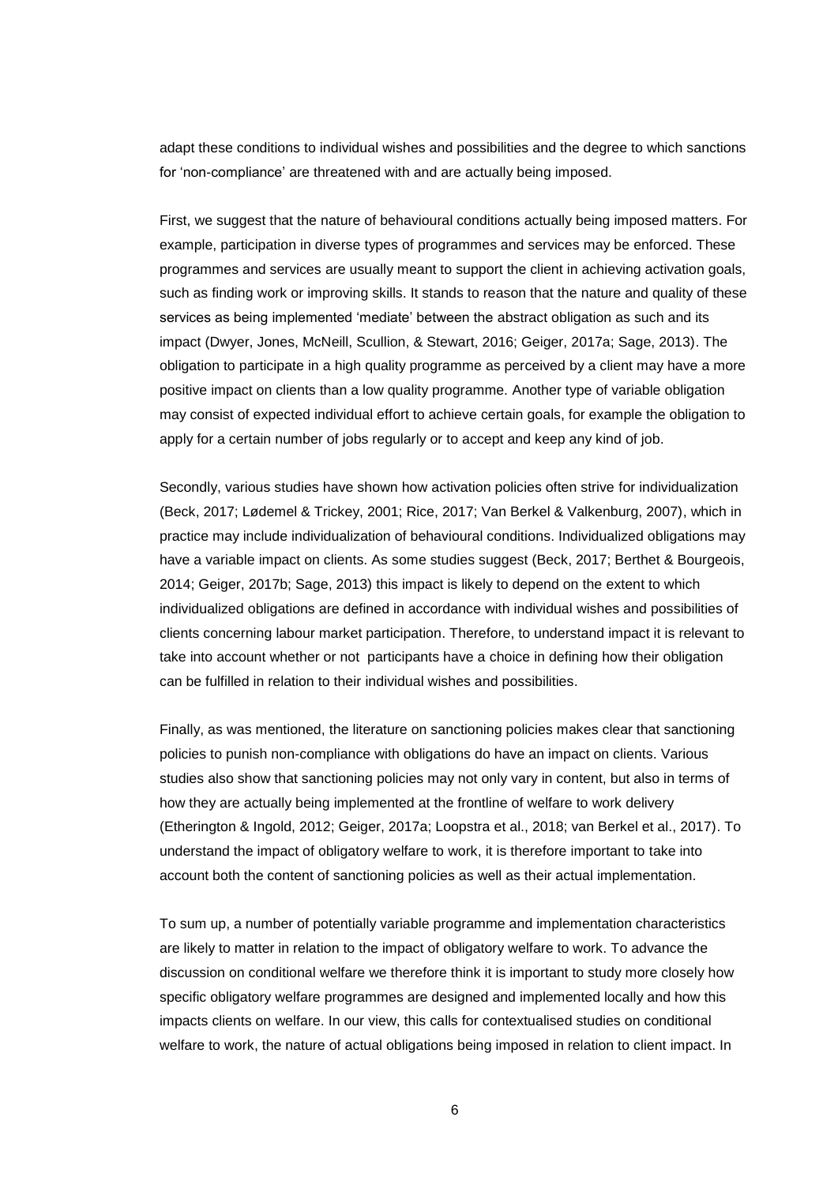adapt these conditions to individual wishes and possibilities and the degree to which sanctions for 'non-compliance' are threatened with and are actually being imposed.

First, we suggest that the nature of behavioural conditions actually being imposed matters. For example, participation in diverse types of programmes and services may be enforced. These programmes and services are usually meant to support the client in achieving activation goals, such as finding work or improving skills. It stands to reason that the nature and quality of these services as being implemented 'mediate' between the abstract obligation as such and its impact (Dwyer, Jones, McNeill, Scullion, & Stewart, 2016; Geiger, 2017a; Sage, 2013). The obligation to participate in a high quality programme as perceived by a client may have a more positive impact on clients than a low quality programme. Another type of variable obligation may consist of expected individual effort to achieve certain goals, for example the obligation to apply for a certain number of jobs regularly or to accept and keep any kind of job.

Secondly, various studies have shown how activation policies often strive for individualization (Beck, 2017; Lødemel & Trickey, 2001; Rice, 2017; Van Berkel & Valkenburg, 2007), which in practice may include individualization of behavioural conditions. Individualized obligations may have a variable impact on clients. As some studies suggest (Beck, 2017; Berthet & Bourgeois, 2014; Geiger, 2017b; Sage, 2013) this impact is likely to depend on the extent to which individualized obligations are defined in accordance with individual wishes and possibilities of clients concerning labour market participation. Therefore, to understand impact it is relevant to take into account whether or not participants have a choice in defining how their obligation can be fulfilled in relation to their individual wishes and possibilities.

Finally, as was mentioned, the literature on sanctioning policies makes clear that sanctioning policies to punish non-compliance with obligations do have an impact on clients. Various studies also show that sanctioning policies may not only vary in content, but also in terms of how they are actually being implemented at the frontline of welfare to work delivery (Etherington & Ingold, 2012; Geiger, 2017a; Loopstra et al., 2018; van Berkel et al., 2017). To understand the impact of obligatory welfare to work, it is therefore important to take into account both the content of sanctioning policies as well as their actual implementation.

To sum up, a number of potentially variable programme and implementation characteristics are likely to matter in relation to the impact of obligatory welfare to work. To advance the discussion on conditional welfare we therefore think it is important to study more closely how specific obligatory welfare programmes are designed and implemented locally and how this impacts clients on welfare. In our view, this calls for contextualised studies on conditional welfare to work, the nature of actual obligations being imposed in relation to client impact. In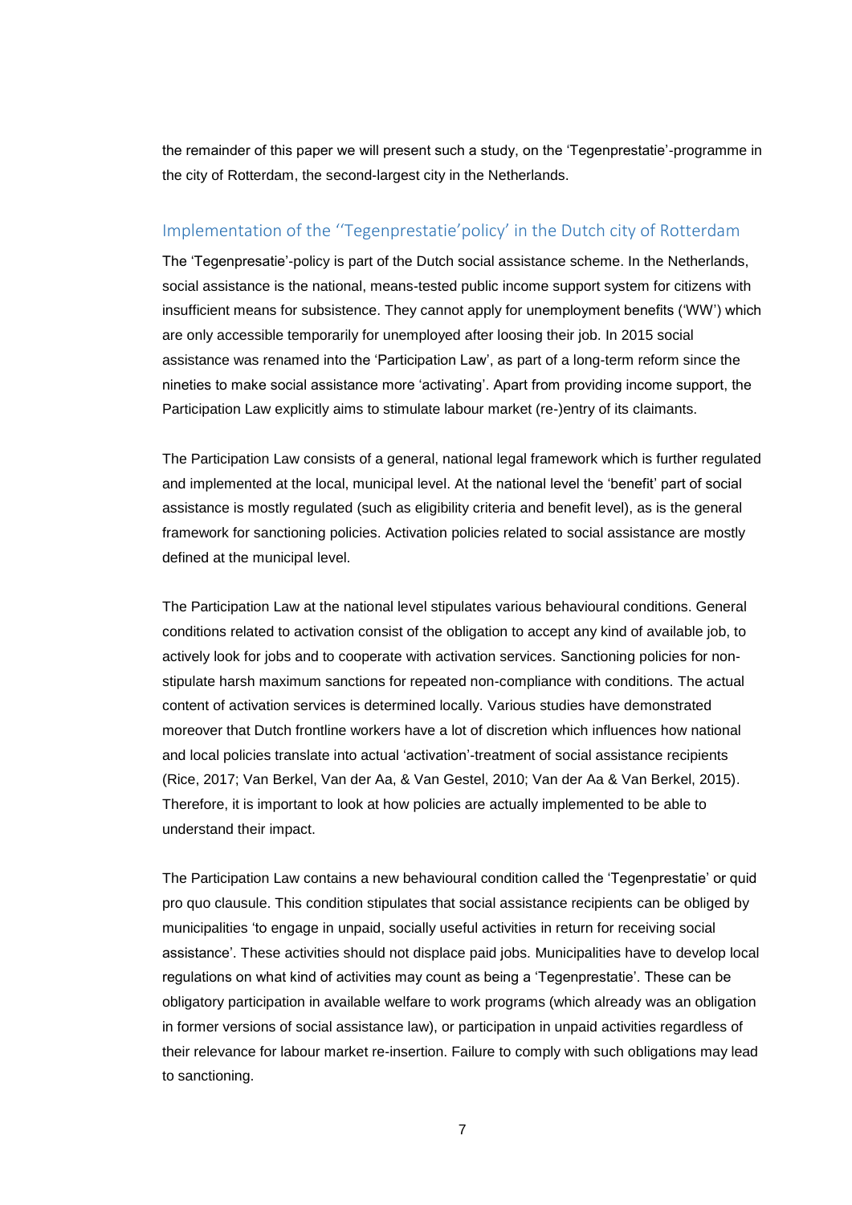the remainder of this paper we will present such a study, on the 'Tegenprestatie'-programme in the city of Rotterdam, the second-largest city in the Netherlands.

## Implementation of the ''Tegenprestatie'policy' in the Dutch city of Rotterdam

The 'Tegenpresatie'-policy is part of the Dutch social assistance scheme. In the Netherlands, social assistance is the national, means-tested public income support system for citizens with insufficient means for subsistence. They cannot apply for unemployment benefits ('WW') which are only accessible temporarily for unemployed after loosing their job. In 2015 social assistance was renamed into the 'Participation Law', as part of a long-term reform since the nineties to make social assistance more 'activating'. Apart from providing income support, the Participation Law explicitly aims to stimulate labour market (re-)entry of its claimants.

The Participation Law consists of a general, national legal framework which is further regulated and implemented at the local, municipal level. At the national level the 'benefit' part of social assistance is mostly regulated (such as eligibility criteria and benefit level), as is the general framework for sanctioning policies. Activation policies related to social assistance are mostly defined at the municipal level.

The Participation Law at the national level stipulates various behavioural conditions. General conditions related to activation consist of the obligation to accept any kind of available job, to actively look for jobs and to cooperate with activation services. Sanctioning policies for non-stipulate harsh maximum sanctions for repeated non-compliance with conditions. The actual content of activation services is determined locally. Various studies have demonstrated moreover that Dutch frontline workers have a lot of discretion which influences how national and local policies translate into actual 'activation'-treatment of social assistance recipients (Rice, 2017; Van Berkel, Van der Aa, & Van Gestel, 2010; Van der Aa & Van Berkel, 2015). Therefore, it is important to look at how policies are actually implemented to be able to understand their impact.

The Participation Law contains a new behavioural condition called the 'Tegenprestatie' or quid pro quo clausule. This condition stipulates that social assistance recipients can be obliged by municipalities 'to engage in unpaid, socially useful activities in return for receiving social assistance'. These activities should not displace paid jobs. Municipalities have to develop local regulations on what kind of activities may count as being a 'Tegenprestatie'. These can be obligatory participation in available welfare to work programs (which already was an obligation in former versions of social assistance law), or participation in unpaid activities regardless of their relevance for labour market re-insertion. Failure to comply with such obligations may lead to sanctioning.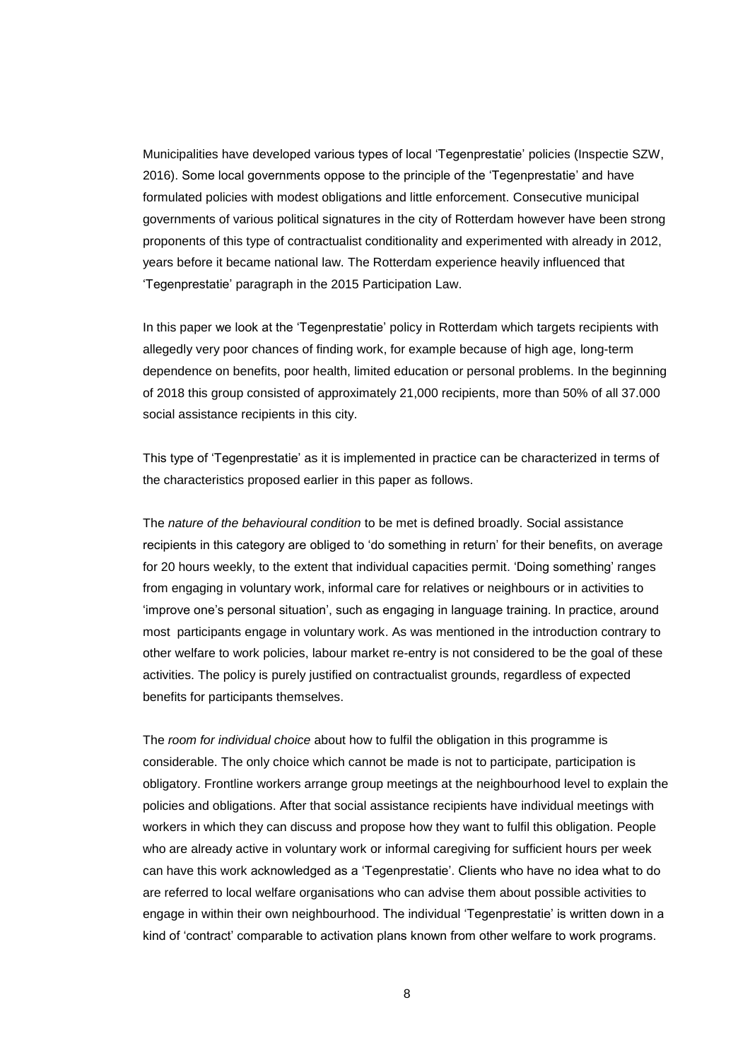Municipalities have developed various types of local 'Tegenprestatie' policies (Inspectie SZW, 2016). Some local governments oppose to the principle of the 'Tegenprestatie' and have formulated policies with modest obligations and little enforcement. Consecutive municipal governments of various political signatures in the city of Rotterdam however have been strong proponents of this type of contractualist conditionality and experimented with already in 2012, years before it became national law. The Rotterdam experience heavily influenced that 'Tegenprestatie' paragraph in the 2015 Participation Law.

In this paper we look at the 'Tegenprestatie' policy in Rotterdam which targets recipients with allegedly very poor chances of finding work, for example because of high age, long-term dependence on benefits, poor health, limited education or personal problems. In the beginning of 2018 this group consisted of approximately 21,000 recipients, more than 50% of all 37.000 social assistance recipients in this city.

This type of 'Tegenprestatie' as it is implemented in practice can be characterized in terms of the characteristics proposed earlier in this paper as follows.

The *nature of the behavioural condition* to be met is defined broadly. Social assistance recipients in this category are obliged to 'do something in return' for their benefits, on average for 20 hours weekly, to the extent that individual capacities permit. 'Doing something' ranges from engaging in voluntary work, informal care for relatives or neighbours or in activities to 'improve one's personal situation', such as engaging in language training. In practice, around most participants engage in voluntary work. As was mentioned in the introduction contrary to other welfare to work policies, labour market re-entry is not considered to be the goal of these activities. The policy is purely justified on contractualist grounds, regardless of expected benefits for participants themselves.

The *room for individual choice* about how to fulfil the obligation in this programme is considerable. The only choice which cannot be made is not to participate, participation is obligatory. Frontline workers arrange group meetings at the neighbourhood level to explain the policies and obligations. After that social assistance recipients have individual meetings with workers in which they can discuss and propose how they want to fulfil this obligation. People who are already active in voluntary work or informal caregiving for sufficient hours per week can have this work acknowledged as a 'Tegenprestatie'. Clients who have no idea what to do are referred to local welfare organisations who can advise them about possible activities to engage in within their own neighbourhood. The individual 'Tegenprestatie' is written down in a kind of 'contract' comparable to activation plans known from other welfare to work programs.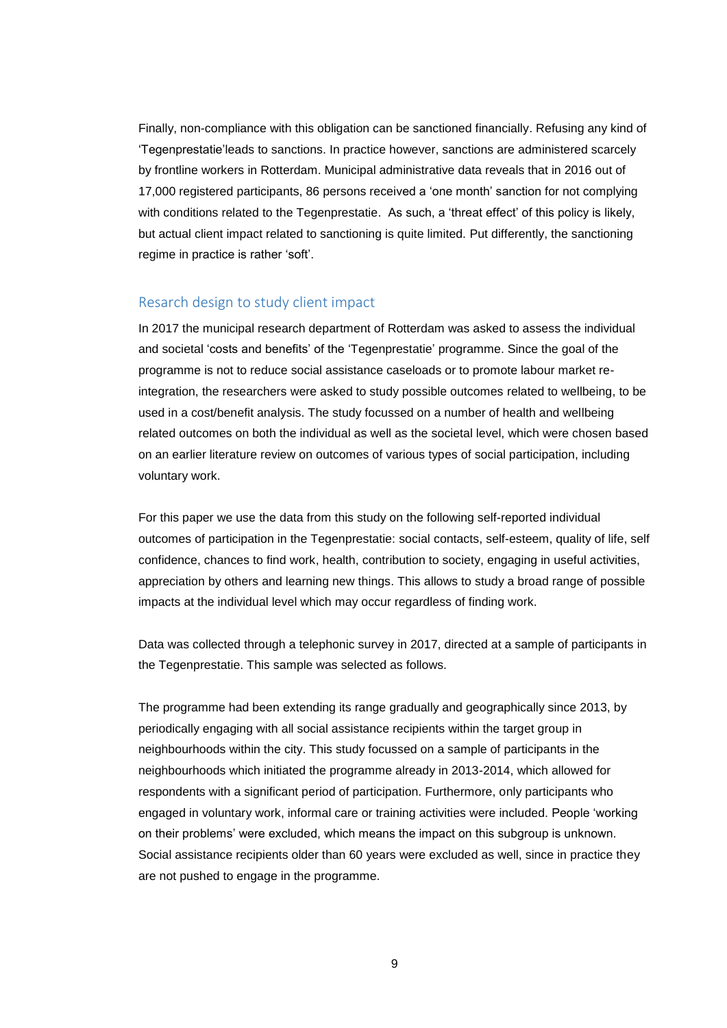Finally, non-compliance with this obligation can be sanctioned financially. Refusing any kind of 'Tegenprestatie'leads to sanctions. In practice however, sanctions are administered scarcely by frontline workers in Rotterdam. Municipal administrative data reveals that in 2016 out of 17,000 registered participants, 86 persons received a 'one month' sanction for not complying with conditions related to the Tegenprestatie. As such, a 'threat effect' of this policy is likely, but actual client impact related to sanctioning is quite limited. Put differently, the sanctioning regime in practice is rather 'soft'.

## Resarch design to study client impact

In 2017 the municipal research department of Rotterdam was asked to assess the individual and societal 'costs and benefits' of the 'Tegenprestatie' programme. Since the goal of the programme is not to reduce social assistance caseloads or to promote labour market re-integration, the researchers were asked to study possible outcomes related to wellbeing, to be used in a cost/benefit analysis. The study focussed on a number of health and wellbeing related outcomes on both the individual as well as the societal level, which were chosen based on an earlier literature review on outcomes of various types of social participation, including voluntary work.

For this paper we use the data from this study on the following self-reported individual outcomes of participation in the Tegenprestatie: social contacts, self-esteem, quality of life, self confidence, chances to find work, health, contribution to society, engaging in useful activities, appreciation by others and learning new things. This allows to study a broad range of possible impacts at the individual level which may occur regardless of finding work.

Data was collected through a telephonic survey in 2017, directed at a sample of participants in the Tegenprestatie. This sample was selected as follows.

The programme had been extending its range gradually and geographically since 2013, by periodically engaging with all social assistance recipients within the target group in neighbourhoods within the city. This study focussed on a sample of participants in the neighbourhoods which initiated the programme already in 2013-2014, which allowed for respondents with a significant period of participation. Furthermore, only participants who engaged in voluntary work, informal care or training activities were included. People 'working on their problems' were excluded, which means the impact on this subgroup is unknown. Social assistance recipients older than 60 years were excluded as well, since in practice they are not pushed to engage in the programme.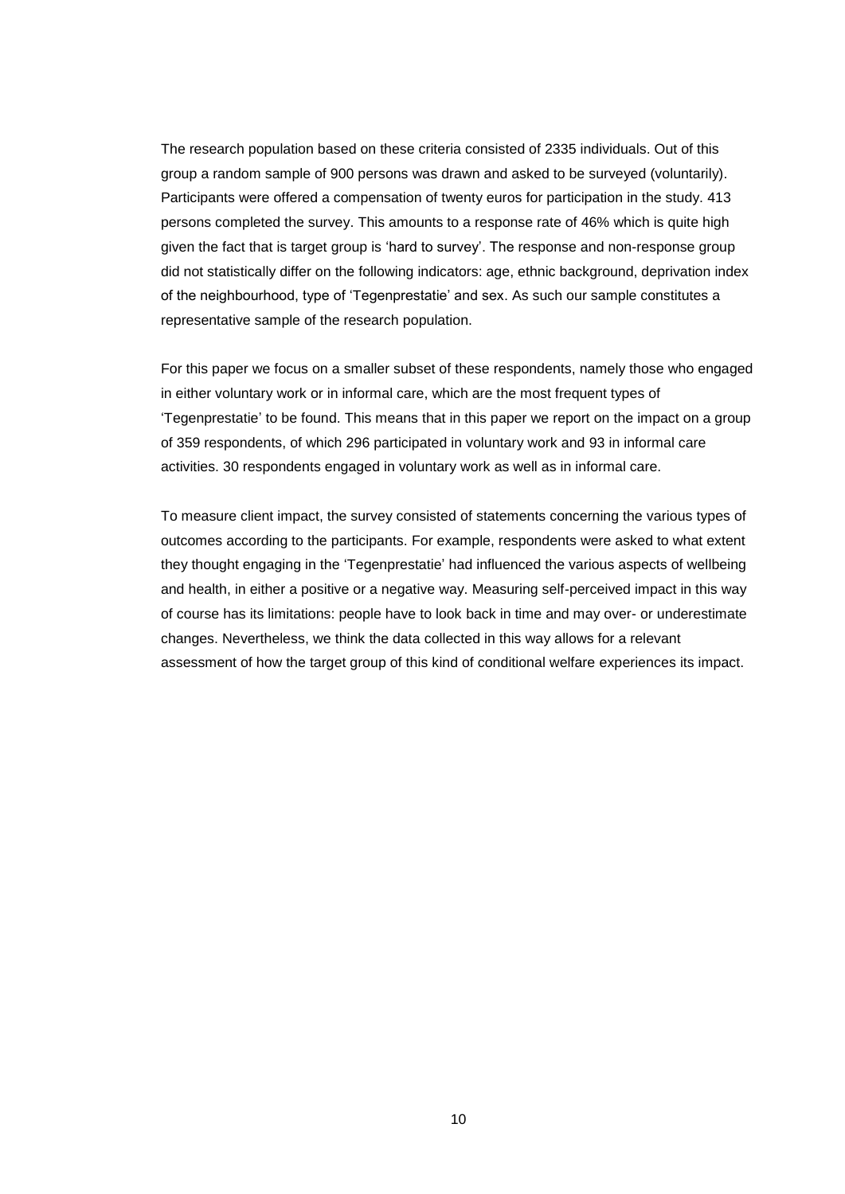The research population based on these criteria consisted of 2335 individuals. Out of this group a random sample of 900 persons was drawn and asked to be surveyed (voluntarily). Participants were offered a compensation of twenty euros for participation in the study. 413 persons completed the survey. This amounts to a response rate of 46% which is quite high given the fact that is target group is 'hard to survey'. The response and non-response group did not statistically differ on the following indicators: age, ethnic background, deprivation index of the neighbourhood, type of 'Tegenprestatie' and sex. As such our sample constitutes a representative sample of the research population.

For this paper we focus on a smaller subset of these respondents, namely those who engaged in either voluntary work or in informal care, which are the most frequent types of 'Tegenprestatie' to be found. This means that in this paper we report on the impact on a group of 359 respondents, of which 296 participated in voluntary work and 93 in informal care activities. 30 respondents engaged in voluntary work as well as in informal care.

To measure client impact, the survey consisted of statements concerning the various types of outcomes according to the participants. For example, respondents were asked to what extent they thought engaging in the 'Tegenprestatie' had influenced the various aspects of wellbeing and health, in either a positive or a negative way. Measuring self-perceived impact in this way of course has its limitations: people have to look back in time and may over- or underestimate changes. Nevertheless, we think the data collected in this way allows for a relevant assessment of how the target group of this kind of conditional welfare experiences its impact.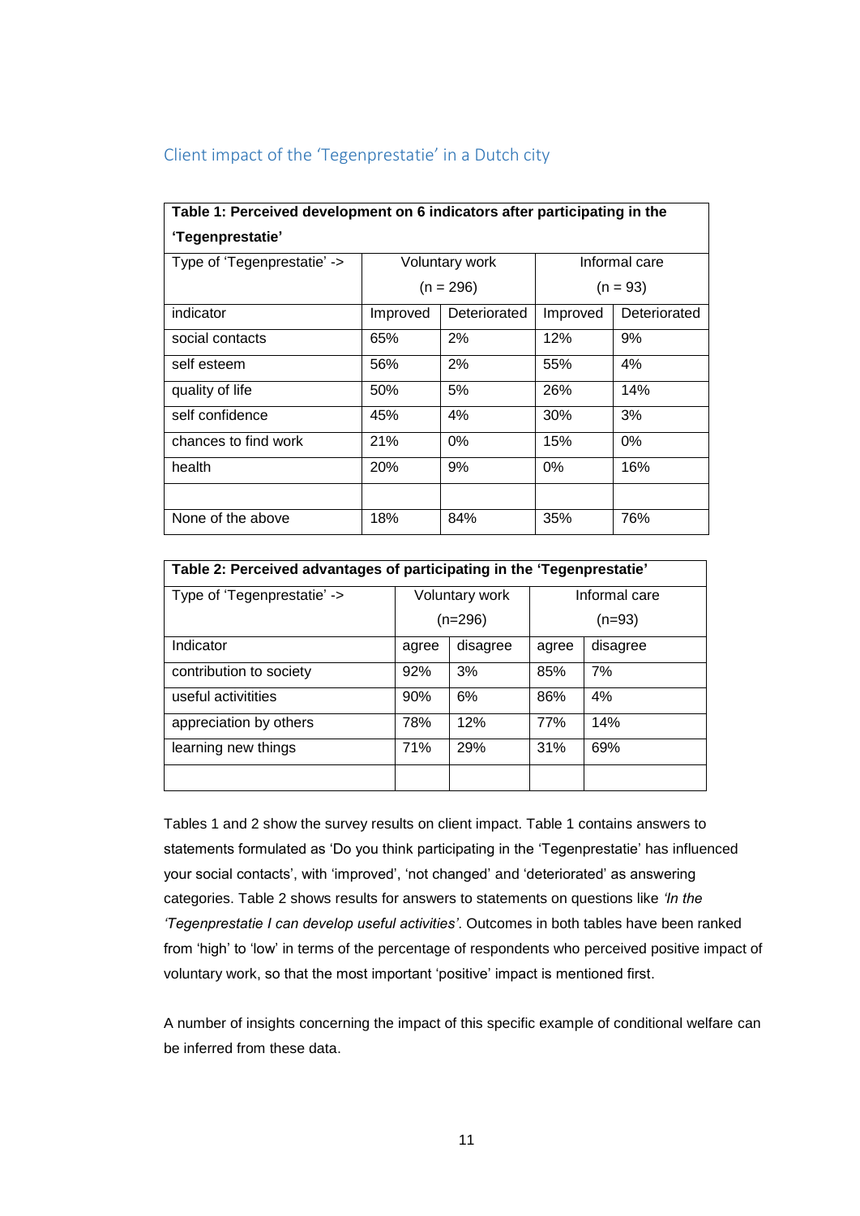## Client impact of the 'Tegenprestatie' in a Dutch city

| **Table 1: Perceived development on 6 indicators after participating in the 'Tegenprestatie'** | | | | |
|---|---|---|---|---|
| Type of 'Tegenprestatie' -> | Voluntary work (n = 296) | | Informal care (n = 93) | |
| indicator | Improved | Deteriorated | Improved | Deteriorated |
| social contacts | 65% | 2% | 12% | 9% |
| self esteem | 56% | 2% | 55% | 4% |
| quality of life | 50% | 5% | 26% | 14% |
| self confidence | 45% | 4% | 30% | 3% |
| chances to find work | 21% | 0% | 15% | 0% |
| health | 20% | 9% | 0% | 16% |
| | | | | |
| None of the above | 18% | 84% | 35% | 76% |

| **Table 2: Perceived advantages of participating in the 'Tegenprestatie'** | | | | |
|---|---|---|---|---|
| Type of 'Tegenprestatie' -> | Voluntary work (n=296) | | Informal care (n=93) | |
| Indicator | agree | disagree | agree | disagree |
| contribution to society | 92% | 3% | 85% | 7% |
| useful activitities | 90% | 6% | 86% | 4% |
| appreciation by others | 78% | 12% | 77% | 14% |
| learning new things | 71% | 29% | 31% | 69% |
| | | | | |

Tables 1 and 2 show the survey results on client impact. Table 1 contains answers to statements formulated as 'Do you think participating in the 'Tegenprestatie' has influenced your social contacts', with 'improved', 'not changed' and 'deteriorated' as answering categories. Table 2 shows results for answers to statements on questions like *'In the 'Tegenprestatie I can develop useful activities'*. Outcomes in both tables have been ranked from 'high' to 'low' in terms of the percentage of respondents who perceived positive impact of voluntary work, so that the most important 'positive' impact is mentioned first.

A number of insights concerning the impact of this specific example of conditional welfare can be inferred from these data.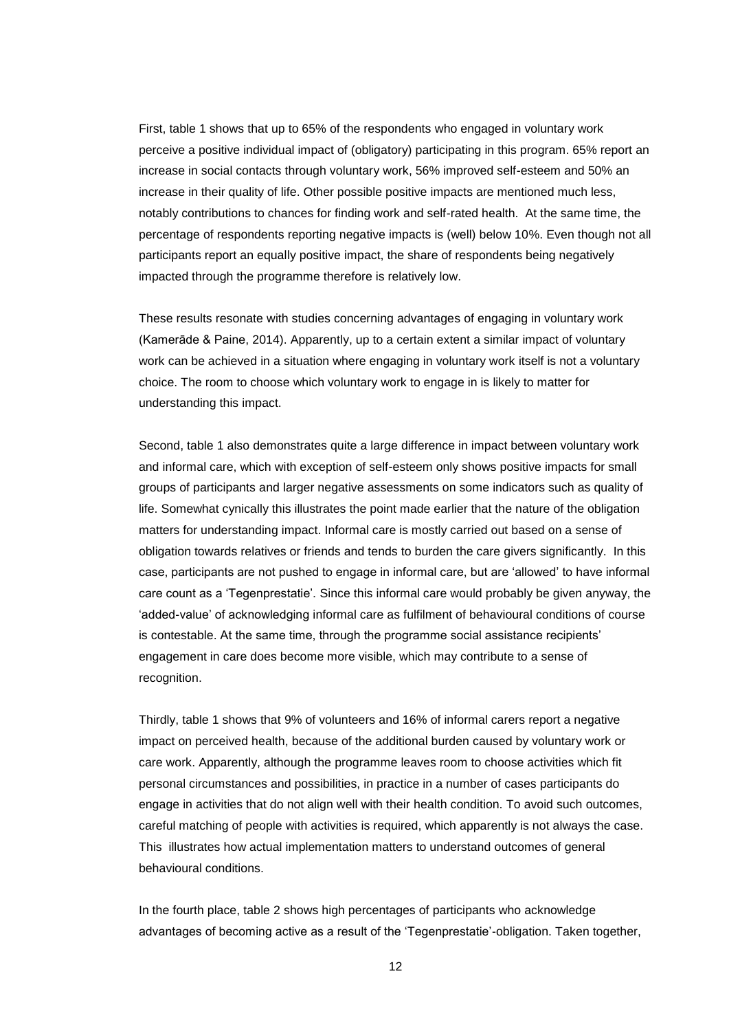First, table 1 shows that up to 65% of the respondents who engaged in voluntary work perceive a positive individual impact of (obligatory) participating in this program. 65% report an increase in social contacts through voluntary work, 56% improved self-esteem and 50% an increase in their quality of life. Other possible positive impacts are mentioned much less, notably contributions to chances for finding work and self-rated health. At the same time, the percentage of respondents reporting negative impacts is (well) below 10%. Even though not all participants report an equally positive impact, the share of respondents being negatively impacted through the programme therefore is relatively low.

These results resonate with studies concerning advantages of engaging in voluntary work (Kamerāde & Paine, 2014). Apparently, up to a certain extent a similar impact of voluntary work can be achieved in a situation where engaging in voluntary work itself is not a voluntary choice. The room to choose which voluntary work to engage in is likely to matter for understanding this impact.

Second, table 1 also demonstrates quite a large difference in impact between voluntary work and informal care, which with exception of self-esteem only shows positive impacts for small groups of participants and larger negative assessments on some indicators such as quality of life. Somewhat cynically this illustrates the point made earlier that the nature of the obligation matters for understanding impact. Informal care is mostly carried out based on a sense of obligation towards relatives or friends and tends to burden the care givers significantly. In this case, participants are not pushed to engage in informal care, but are 'allowed' to have informal care count as a 'Tegenprestatie'. Since this informal care would probably be given anyway, the 'added-value' of acknowledging informal care as fulfilment of behavioural conditions of course is contestable. At the same time, through the programme social assistance recipients' engagement in care does become more visible, which may contribute to a sense of recognition.

Thirdly, table 1 shows that 9% of volunteers and 16% of informal carers report a negative impact on perceived health, because of the additional burden caused by voluntary work or care work. Apparently, although the programme leaves room to choose activities which fit personal circumstances and possibilities, in practice in a number of cases participants do engage in activities that do not align well with their health condition. To avoid such outcomes, careful matching of people with activities is required, which apparently is not always the case. This illustrates how actual implementation matters to understand outcomes of general behavioural conditions.

In the fourth place, table 2 shows high percentages of participants who acknowledge advantages of becoming active as a result of the 'Tegenprestatie'-obligation. Taken together,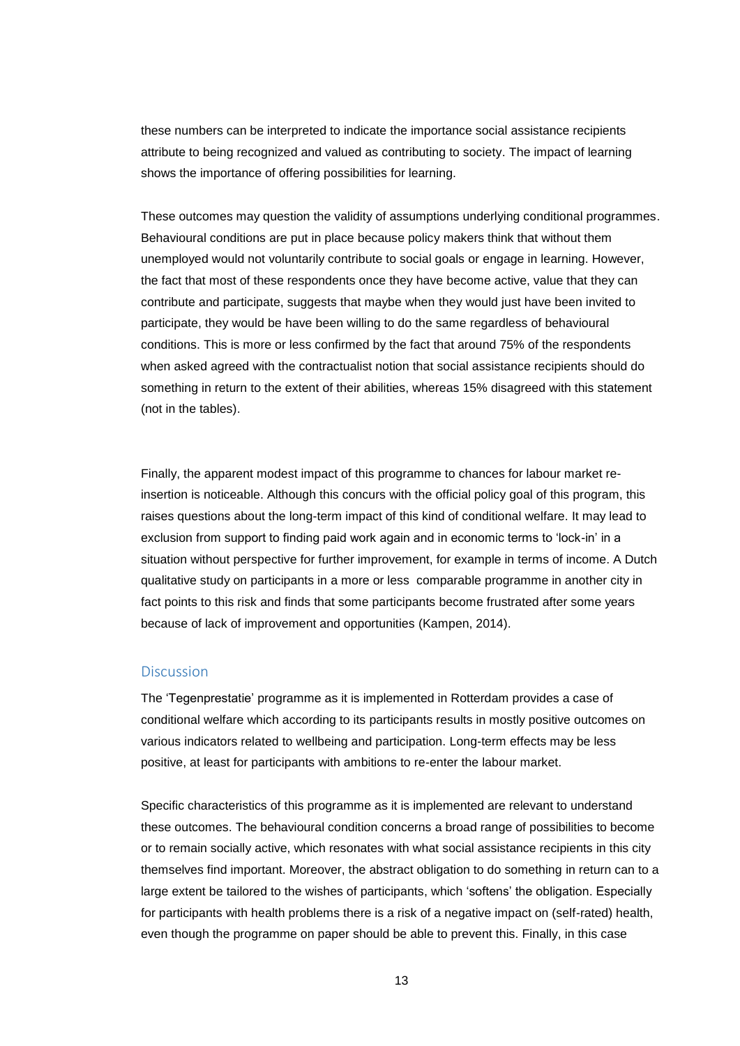these numbers can be interpreted to indicate the importance social assistance recipients attribute to being recognized and valued as contributing to society. The impact of learning shows the importance of offering possibilities for learning.

These outcomes may question the validity of assumptions underlying conditional programmes. Behavioural conditions are put in place because policy makers think that without them unemployed would not voluntarily contribute to social goals or engage in learning. However, the fact that most of these respondents once they have become active, value that they can contribute and participate, suggests that maybe when they would just have been invited to participate, they would be have been willing to do the same regardless of behavioural conditions. This is more or less confirmed by the fact that around 75% of the respondents when asked agreed with the contractualist notion that social assistance recipients should do something in return to the extent of their abilities, whereas 15% disagreed with this statement (not in the tables).

Finally, the apparent modest impact of this programme to chances for labour market re-insertion is noticeable. Although this concurs with the official policy goal of this program, this raises questions about the long-term impact of this kind of conditional welfare. It may lead to exclusion from support to finding paid work again and in economic terms to 'lock-in' in a situation without perspective for further improvement, for example in terms of income. A Dutch qualitative study on participants in a more or less comparable programme in another city in fact points to this risk and finds that some participants become frustrated after some years because of lack of improvement and opportunities (Kampen, 2014).

## Discussion

The 'Tegenprestatie' programme as it is implemented in Rotterdam provides a case of conditional welfare which according to its participants results in mostly positive outcomes on various indicators related to wellbeing and participation. Long-term effects may be less positive, at least for participants with ambitions to re-enter the labour market.

Specific characteristics of this programme as it is implemented are relevant to understand these outcomes. The behavioural condition concerns a broad range of possibilities to become or to remain socially active, which resonates with what social assistance recipients in this city themselves find important. Moreover, the abstract obligation to do something in return can to a large extent be tailored to the wishes of participants, which 'softens' the obligation. Especially for participants with health problems there is a risk of a negative impact on (self-rated) health, even though the programme on paper should be able to prevent this. Finally, in this case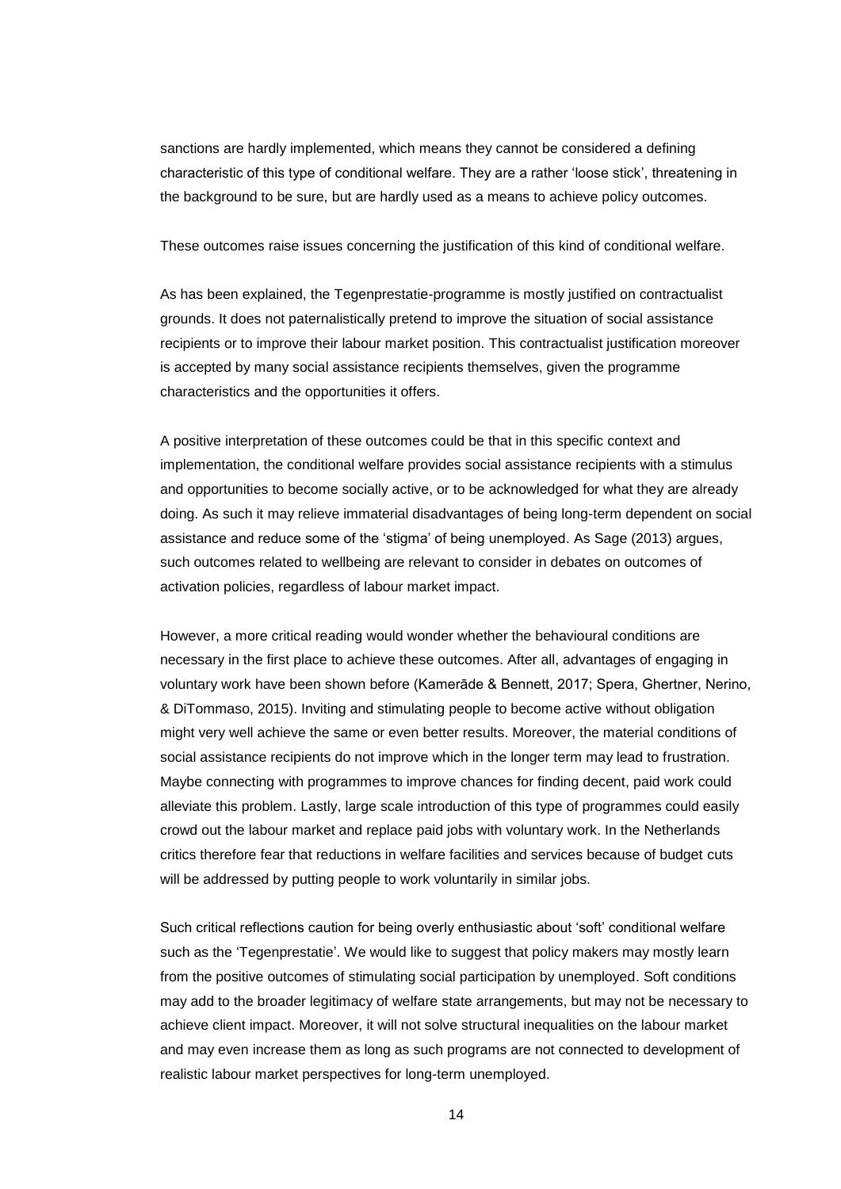sanctions are hardly implemented, which means they cannot be considered a defining characteristic of this type of conditional welfare. They are a rather 'loose stick', threatening in the background to be sure, but are hardly used as a means to achieve policy outcomes.

These outcomes raise issues concerning the justification of this kind of conditional welfare.

As has been explained, the Tegenprestatie-programme is mostly justified on contractualist grounds. It does not paternalistically pretend to improve the situation of social assistance recipients or to improve their labour market position. This contractualist justification moreover is accepted by many social assistance recipients themselves, given the programme characteristics and the opportunities it offers.

A positive interpretation of these outcomes could be that in this specific context and implementation, the conditional welfare provides social assistance recipients with a stimulus and opportunities to become socially active, or to be acknowledged for what they are already doing. As such it may relieve immaterial disadvantages of being long-term dependent on social assistance and reduce some of the 'stigma' of being unemployed. As Sage (2013) argues, such outcomes related to wellbeing are relevant to consider in debates on outcomes of activation policies, regardless of labour market impact.

However, a more critical reading would wonder whether the behavioural conditions are necessary in the first place to achieve these outcomes. After all, advantages of engaging in voluntary work have been shown before (Kamerāde & Bennett, 2017; Spera, Ghertner, Nerino, & DiTommaso, 2015). Inviting and stimulating people to become active without obligation might very well achieve the same or even better results. Moreover, the material conditions of social assistance recipients do not improve which in the longer term may lead to frustration. Maybe connecting with programmes to improve chances for finding decent, paid work could alleviate this problem. Lastly, large scale introduction of this type of programmes could easily crowd out the labour market and replace paid jobs with voluntary work. In the Netherlands critics therefore fear that reductions in welfare facilities and services because of budget cuts will be addressed by putting people to work voluntarily in similar jobs.

Such critical reflections caution for being overly enthusiastic about 'soft' conditional welfare such as the 'Tegenprestatie'. We would like to suggest that policy makers may mostly learn from the positive outcomes of stimulating social participation by unemployed. Soft conditions may add to the broader legitimacy of welfare state arrangements, but may not be necessary to achieve client impact. Moreover, it will not solve structural inequalities on the labour market and may even increase them as long as such programs are not connected to development of realistic labour market perspectives for long-term unemployed.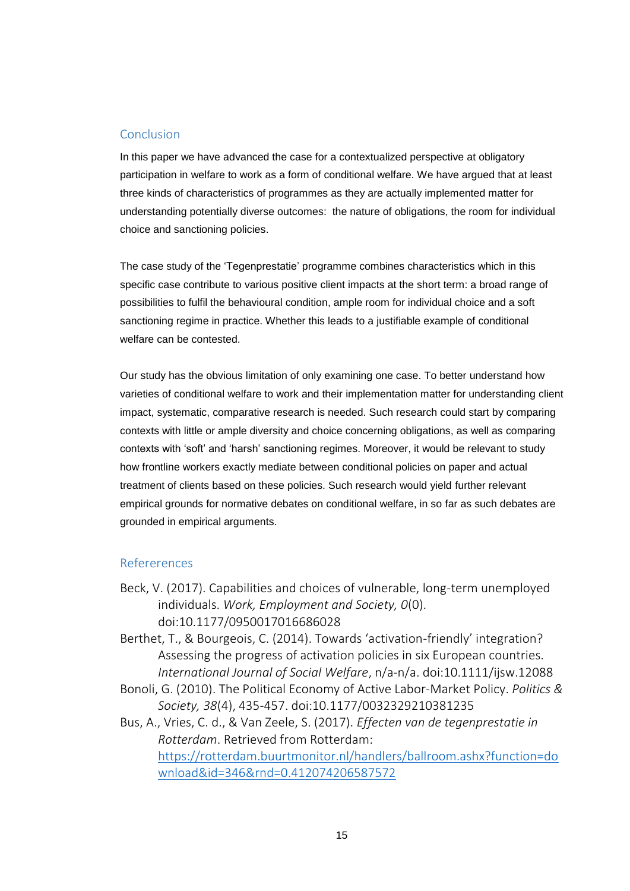## Conclusion

In this paper we have advanced the case for a contextualized perspective at obligatory participation in welfare to work as a form of conditional welfare. We have argued that at least three kinds of characteristics of programmes as they are actually implemented matter for understanding potentially diverse outcomes: the nature of obligations, the room for individual choice and sanctioning policies.

The case study of the 'Tegenprestatie' programme combines characteristics which in this specific case contribute to various positive client impacts at the short term: a broad range of possibilities to fulfil the behavioural condition, ample room for individual choice and a soft sanctioning regime in practice. Whether this leads to a justifiable example of conditional welfare can be contested.

Our study has the obvious limitation of only examining one case. To better understand how varieties of conditional welfare to work and their implementation matter for understanding client impact, systematic, comparative research is needed. Such research could start by comparing contexts with little or ample diversity and choice concerning obligations, as well as comparing contexts with 'soft' and 'harsh' sanctioning regimes. Moreover, it would be relevant to study how frontline workers exactly mediate between conditional policies on paper and actual treatment of clients based on these policies. Such research would yield further relevant empirical grounds for normative debates on conditional welfare, in so far as such debates are grounded in empirical arguments.

## Refererences

Beck, V. (2017). Capabilities and choices of vulnerable, long-term unemployed individuals. *Work, Employment and Society, 0*(0). doi:10.1177/0950017016686028

Berthet, T., & Bourgeois, C. (2014). Towards 'activation-friendly' integration? Assessing the progress of activation policies in six European countries. *International Journal of Social Welfare*, n/a-n/a. doi:10.1111/ijsw.12088

Bonoli, G. (2010). The Political Economy of Active Labor-Market Policy. *Politics & Society, 38*(4), 435-457. doi:10.1177/0032329210381235

Bus, A., Vries, C. d., & Van Zeele, S. (2017). *Effecten van de tegenprestatie in Rotterdam*. Retrieved from Rotterdam: https://rotterdam.buurtmonitor.nl/handlers/ballroom.ashx?function=download&id=346&rnd=0.412074206587572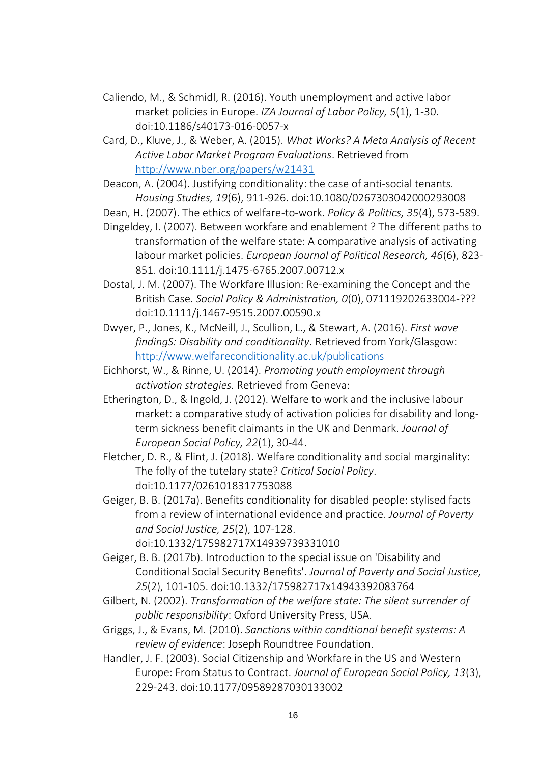Caliendo, M., & Schmidl, R. (2016). Youth unemployment and active labor market policies in Europe. *IZA Journal of Labor Policy, 5*(1), 1-30. doi:10.1186/s40173-016-0057-x

Card, D., Kluve, J., & Weber, A. (2015). *What Works? A Meta Analysis of Recent Active Labor Market Program Evaluations*. Retrieved from http://www.nber.org/papers/w21431

Deacon, A. (2004). Justifying conditionality: the case of anti-social tenants. *Housing Studies, 19*(6), 911-926. doi:10.1080/0267303042000293008

Dean, H. (2007). The ethics of welfare-to-work. *Policy & Politics, 35*(4), 573-589.

Dingeldey, I. (2007). Between workfare and enablement ? The different paths to transformation of the welfare state: A comparative analysis of activating labour market policies. *European Journal of Political Research, 46*(6), 823-851. doi:10.1111/j.1475-6765.2007.00712.x

Dostal, J. M. (2007). The Workfare Illusion: Re-examining the Concept and the British Case. *Social Policy & Administration, 0*(0), 071119202633004-??? doi:10.1111/j.1467-9515.2007.00590.x

Dwyer, P., Jones, K., McNeill, J., Scullion, L., & Stewart, A. (2016). *First wave findingS: Disability and conditionality*. Retrieved from York/Glasgow: http://www.welfareconditionality.ac.uk/publications

Eichhorst, W., & Rinne, U. (2014). *Promoting youth employment through activation strategies.* Retrieved from Geneva:

Etherington, D., & Ingold, J. (2012). Welfare to work and the inclusive labour market: a comparative study of activation policies for disability and long-term sickness benefit claimants in the UK and Denmark. *Journal of European Social Policy, 22*(1), 30-44.

Fletcher, D. R., & Flint, J. (2018). Welfare conditionality and social marginality: The folly of the tutelary state? *Critical Social Policy*. doi:10.1177/0261018317753088

Geiger, B. B. (2017a). Benefits conditionality for disabled people: stylised facts from a review of international evidence and practice. *Journal of Poverty and Social Justice, 25*(2), 107-128. doi:10.1332/175982717X14939739331010

Geiger, B. B. (2017b). Introduction to the special issue on 'Disability and Conditional Social Security Benefits'. *Journal of Poverty and Social Justice, 25*(2), 101-105. doi:10.1332/175982717x14943392083764

Gilbert, N. (2002). *Transformation of the welfare state: The silent surrender of public responsibility*: Oxford University Press, USA.

Griggs, J., & Evans, M. (2010). *Sanctions within conditional benefit systems: A review of evidence*: Joseph Roundtree Foundation.

Handler, J. F. (2003). Social Citizenship and Workfare in the US and Western Europe: From Status to Contract. *Journal of European Social Policy, 13*(3), 229-243. doi:10.1177/09589287030133002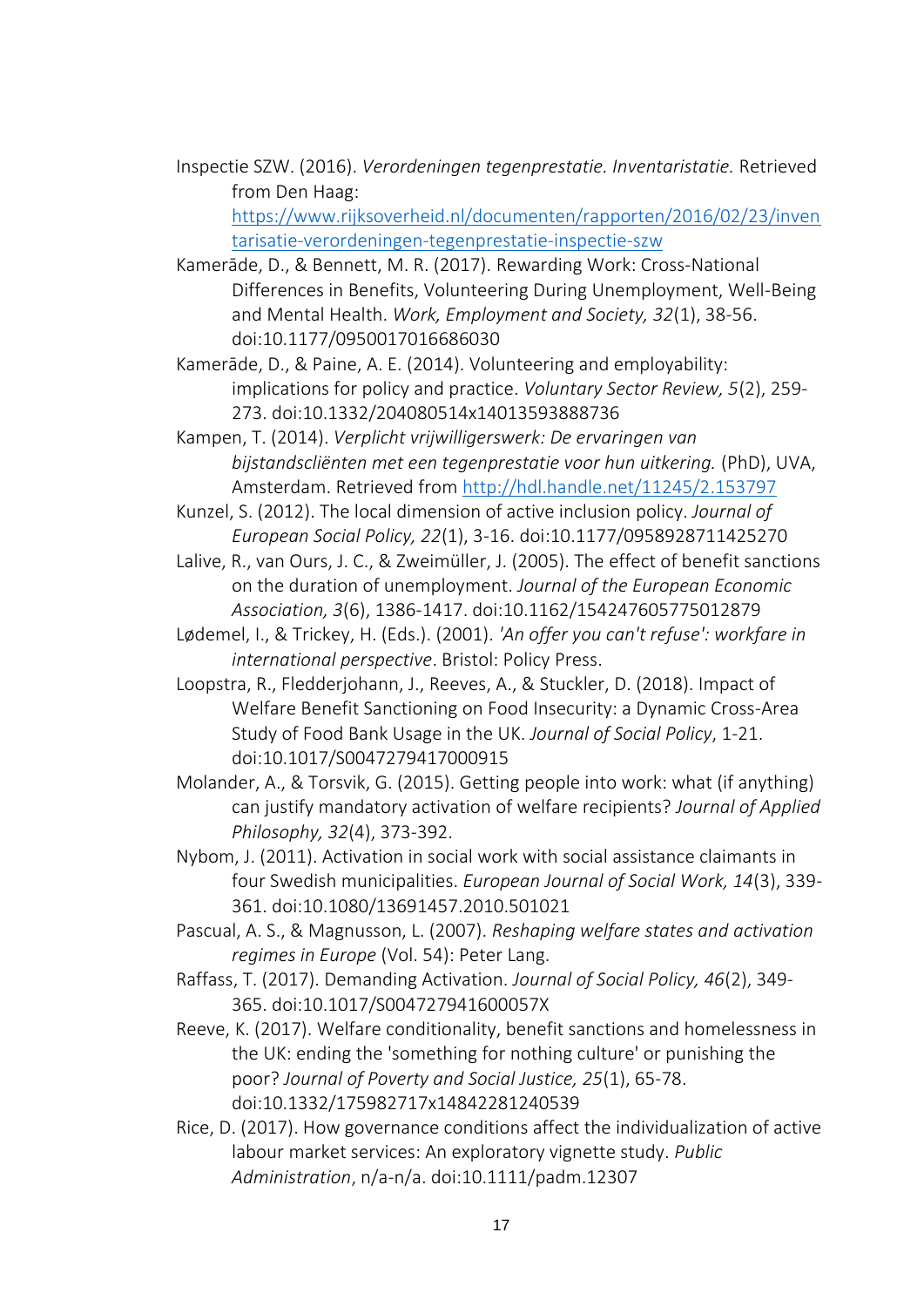Inspectie SZW. (2016). *Verordeningen tegenprestatie. Inventaristatie.* Retrieved from Den Haag: https://www.rijksoverheid.nl/documenten/rapporten/2016/02/23/inventarisatie-verordeningen-tegenprestatie-inspectie-szw

Kamerāde, D., & Bennett, M. R. (2017). Rewarding Work: Cross-National Differences in Benefits, Volunteering During Unemployment, Well-Being and Mental Health. *Work, Employment and Society, 32*(1), 38-56. doi:10.1177/0950017016686030

Kamerāde, D., & Paine, A. E. (2014). Volunteering and employability: implications for policy and practice. *Voluntary Sector Review, 5*(2), 259-273. doi:10.1332/204080514x14013593888736

Kampen, T. (2014). *Verplicht vrijwilligerswerk: De ervaringen van bijstandscliënten met een tegenprestatie voor hun uitkering.* (PhD), UVA, Amsterdam. Retrieved from http://hdl.handle.net/11245/2.153797

Kunzel, S. (2012). The local dimension of active inclusion policy. *Journal of European Social Policy, 22*(1), 3-16. doi:10.1177/0958928711425270

Lalive, R., van Ours, J. C., & Zweimüller, J. (2005). The effect of benefit sanctions on the duration of unemployment. *Journal of the European Economic Association, 3*(6), 1386-1417. doi:10.1162/154247605775012879

Lødemel, I., & Trickey, H. (Eds.). (2001). *'An offer you can't refuse': workfare in international perspective*. Bristol: Policy Press.

Loopstra, R., Fledderjohann, J., Reeves, A., & Stuckler, D. (2018). Impact of Welfare Benefit Sanctioning on Food Insecurity: a Dynamic Cross-Area Study of Food Bank Usage in the UK. *Journal of Social Policy*, 1-21. doi:10.1017/S0047279417000915

Molander, A., & Torsvik, G. (2015). Getting people into work: what (if anything) can justify mandatory activation of welfare recipients? *Journal of Applied Philosophy, 32*(4), 373-392.

Nybom, J. (2011). Activation in social work with social assistance claimants in four Swedish municipalities. *European Journal of Social Work, 14*(3), 339-361. doi:10.1080/13691457.2010.501021

Pascual, A. S., & Magnusson, L. (2007). *Reshaping welfare states and activation regimes in Europe* (Vol. 54): Peter Lang.

Raffass, T. (2017). Demanding Activation. *Journal of Social Policy, 46*(2), 349-365. doi:10.1017/S004727941600057X

Reeve, K. (2017). Welfare conditionality, benefit sanctions and homelessness in the UK: ending the 'something for nothing culture' or punishing the poor? *Journal of Poverty and Social Justice, 25*(1), 65-78. doi:10.1332/175982717x14842281240539

Rice, D. (2017). How governance conditions affect the individualization of active labour market services: An exploratory vignette study. *Public Administration*, n/a-n/a. doi:10.1111/padm.12307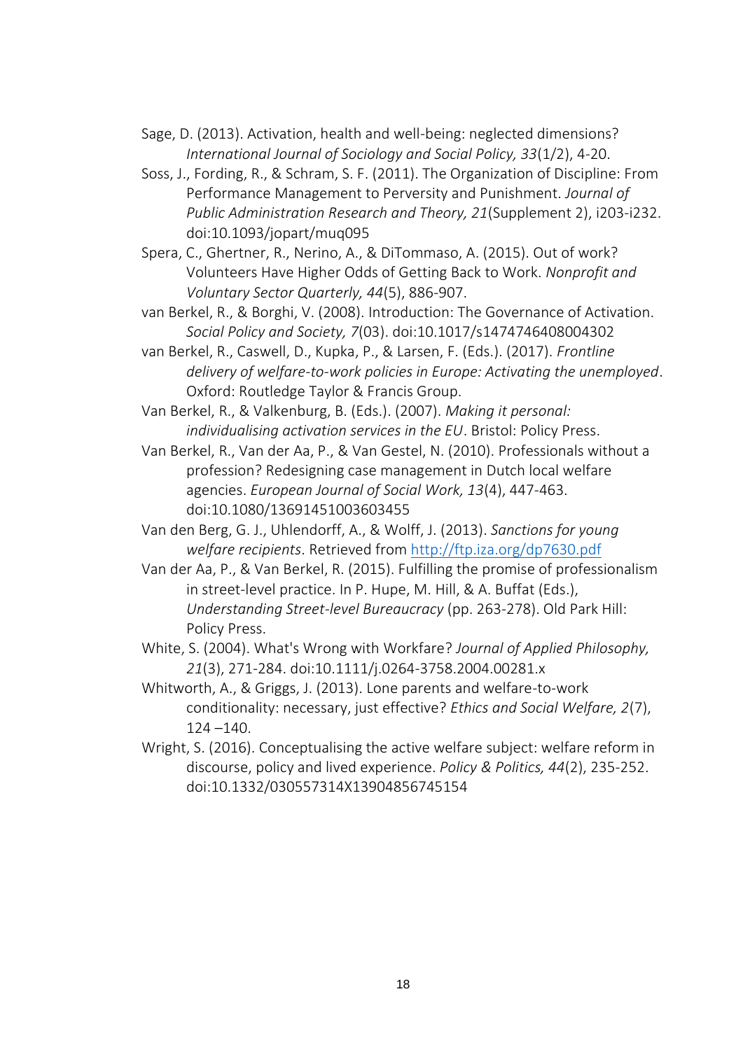Sage, D. (2013). Activation, health and well-being: neglected dimensions? *International Journal of Sociology and Social Policy, 33*(1/2), 4-20.

Soss, J., Fording, R., & Schram, S. F. (2011). The Organization of Discipline: From Performance Management to Perversity and Punishment. *Journal of Public Administration Research and Theory, 21*(Supplement 2), i203-i232. doi:10.1093/jopart/muq095

Spera, C., Ghertner, R., Nerino, A., & DiTommaso, A. (2015). Out of work? Volunteers Have Higher Odds of Getting Back to Work. *Nonprofit and Voluntary Sector Quarterly, 44*(5), 886-907.

van Berkel, R., & Borghi, V. (2008). Introduction: The Governance of Activation. *Social Policy and Society, 7*(03). doi:10.1017/s1474746408004302

van Berkel, R., Caswell, D., Kupka, P., & Larsen, F. (Eds.). (2017). *Frontline delivery of welfare-to-work policies in Europe: Activating the unemployed*. Oxford: Routledge Taylor & Francis Group.

Van Berkel, R., & Valkenburg, B. (Eds.). (2007). *Making it personal: individualising activation services in the EU*. Bristol: Policy Press.

Van Berkel, R., Van der Aa, P., & Van Gestel, N. (2010). Professionals without a profession? Redesigning case management in Dutch local welfare agencies. *European Journal of Social Work, 13*(4), 447-463. doi:10.1080/13691451003603455

Van den Berg, G. J., Uhlendorff, A., & Wolff, J. (2013). *Sanctions for young welfare recipients*. Retrieved from http://ftp.iza.org/dp7630.pdf

Van der Aa, P., & Van Berkel, R. (2015). Fulfilling the promise of professionalism in street-level practice. In P. Hupe, M. Hill, & A. Buffat (Eds.), *Understanding Street-level Bureaucracy* (pp. 263-278). Old Park Hill: Policy Press.

White, S. (2004). What's Wrong with Workfare? *Journal of Applied Philosophy, 21*(3), 271-284. doi:10.1111/j.0264-3758.2004.00281.x

Whitworth, A., & Griggs, J. (2013). Lone parents and welfare-to-work conditionality: necessary, just effective? *Ethics and Social Welfare, 2*(7), 124 –140.

Wright, S. (2016). Conceptualising the active welfare subject: welfare reform in discourse, policy and lived experience. *Policy & Politics, 44*(2), 235-252. doi:10.1332/030557314X13904856745154